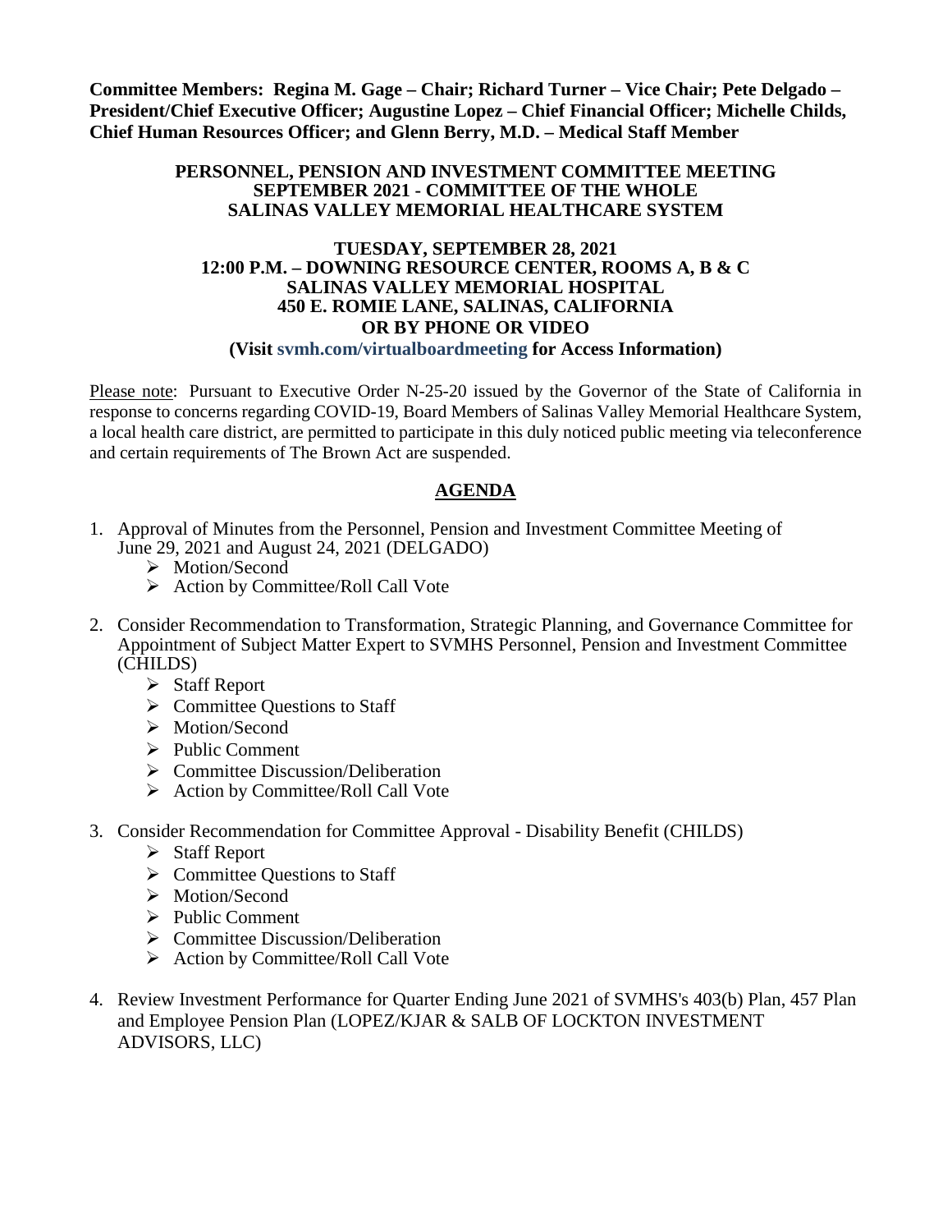**Committee Members: Regina M. Gage – Chair; Richard Turner – Vice Chair; Pete Delgado – President/Chief Executive Officer; Augustine Lopez – Chief Financial Officer; Michelle Childs, Chief Human Resources Officer; and Glenn Berry, M.D. – Medical Staff Member**

**PERSONNEL, PENSION AND INVESTMENT COMMITTEE MEETING**
**SEPTEMBER 2021 - COMMITTEE OF THE WHOLE**
**SALINAS VALLEY MEMORIAL HEALTHCARE SYSTEM**

**TUESDAY, SEPTEMBER 28, 2021**
**12:00 P.M. – DOWNING RESOURCE CENTER, ROOMS A, B & C**
**SALINAS VALLEY MEMORIAL HOSPITAL**
**450 E. ROMIE LANE, SALINAS, CALIFORNIA**
**OR BY PHONE OR VIDEO**
**(Visit svmh.com/virtualboardmeeting for Access Information)**

Please note: Pursuant to Executive Order N-25-20 issued by the Governor of the State of California in response to concerns regarding COVID-19, Board Members of Salinas Valley Memorial Healthcare System, a local health care district, are permitted to participate in this duly noticed public meeting via teleconference and certain requirements of The Brown Act are suspended.

## AGENDA

1. Approval of Minutes from the Personnel, Pension and Investment Committee Meeting of June 29, 2021 and August 24, 2021 (DELGADO)
   - Motion/Second
   - Action by Committee/Roll Call Vote

2. Consider Recommendation to Transformation, Strategic Planning, and Governance Committee for Appointment of Subject Matter Expert to SVMHS Personnel, Pension and Investment Committee (CHILDS)
   - Staff Report
   - Committee Questions to Staff
   - Motion/Second
   - Public Comment
   - Committee Discussion/Deliberation
   - Action by Committee/Roll Call Vote

3. Consider Recommendation for Committee Approval - Disability Benefit (CHILDS)
   - Staff Report
   - Committee Questions to Staff
   - Motion/Second
   - Public Comment
   - Committee Discussion/Deliberation
   - Action by Committee/Roll Call Vote

4. Review Investment Performance for Quarter Ending June 2021 of SVMHS's 403(b) Plan, 457 Plan and Employee Pension Plan (LOPEZ/KJAR & SALB OF LOCKTON INVESTMENT ADVISORS, LLC)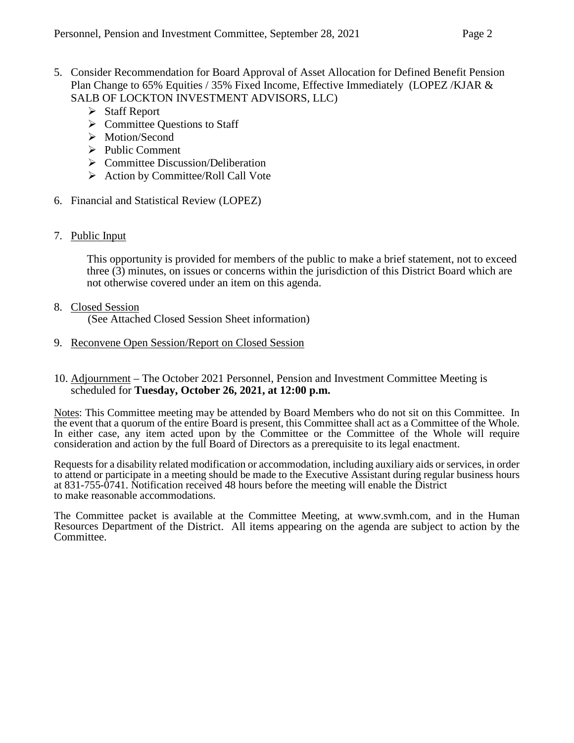5. Consider Recommendation for Board Approval of Asset Allocation for Defined Benefit Pension Plan Change to 65% Equities / 35% Fixed Income, Effective Immediately (LOPEZ /KJAR & SALB OF LOCKTON INVESTMENT ADVISORS, LLC)
   - Staff Report
   - Committee Questions to Staff
   - Motion/Second
   - Public Comment
   - Committee Discussion/Deliberation
   - Action by Committee/Roll Call Vote

6. Financial and Statistical Review (LOPEZ)

7. Public Input

   This opportunity is provided for members of the public to make a brief statement, not to exceed three (3) minutes, on issues or concerns within the jurisdiction of this District Board which are not otherwise covered under an item on this agenda.

8. Closed Session
   (See Attached Closed Session Sheet information)

9. Reconvene Open Session/Report on Closed Session

10. Adjournment – The October 2021 Personnel, Pension and Investment Committee Meeting is scheduled for **Tuesday, October 26, 2021, at 12:00 p.m.**

Notes: This Committee meeting may be attended by Board Members who do not sit on this Committee. In the event that a quorum of the entire Board is present, this Committee shall act as a Committee of the Whole. In either case, any item acted upon by the Committee or the Committee of the Whole will require consideration and action by the full Board of Directors as a prerequisite to its legal enactment.

Requests for a disability related modification or accommodation, including auxiliary aids or services, in order to attend or participate in a meeting should be made to the Executive Assistant during regular business hours at 831-755-0741. Notification received 48 hours before the meeting will enable the District to make reasonable accommodations.

The Committee packet is available at the Committee Meeting, at www.svmh.com, and in the Human Resources Department of the District. All items appearing on the agenda are subject to action by the Committee.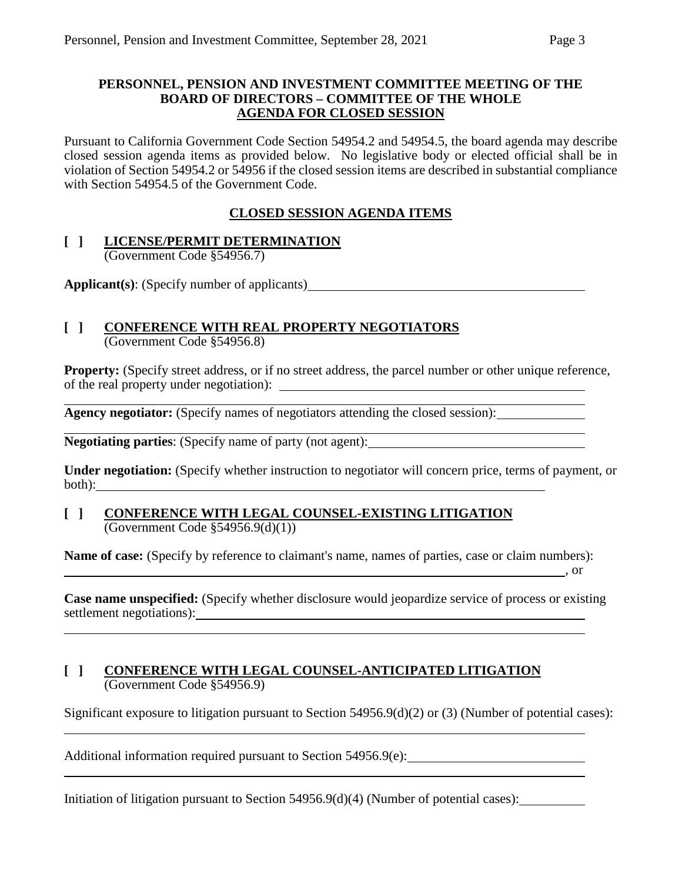**PERSONNEL, PENSION AND INVESTMENT COMMITTEE MEETING OF THE BOARD OF DIRECTORS – COMMITTEE OF THE WHOLE**
**AGENDA FOR CLOSED SESSION**

Pursuant to California Government Code Section 54954.2 and 54954.5, the board agenda may describe closed session agenda items as provided below. No legislative body or elected official shall be in violation of Section 54954.2 or 54956 if the closed session items are described in substantial compliance with Section 54954.5 of the Government Code.

**CLOSED SESSION AGENDA ITEMS**

**[ ] LICENSE/PERMIT DETERMINATION**
(Government Code §54956.7)

**Applicant(s)**: (Specify number of applicants)\_\_\_\_\_\_\_\_\_\_\_\_\_\_\_\_\_\_\_\_\_\_\_\_\_\_\_\_\_\_\_\_\_\_\_\_\_\_\_\_

**[ ] CONFERENCE WITH REAL PROPERTY NEGOTIATORS**
(Government Code §54956.8)

**Property:** (Specify street address, or if no street address, the parcel number or other unique reference, of the real property under negotiation): \_\_\_\_\_\_\_\_\_\_\_\_\_\_\_\_\_\_\_\_\_\_\_\_\_\_\_\_\_\_\_\_\_\_\_\_\_\_\_\_

**Agency negotiator:** (Specify names of negotiators attending the closed session):\_\_\_\_\_\_\_\_\_\_\_\_

**Negotiating parties**: (Specify name of party (not agent):\_\_\_\_\_\_\_\_\_\_\_\_\_\_\_\_\_\_\_\_\_\_\_\_\_\_\_\_\_\_\_\_

**Under negotiation:** (Specify whether instruction to negotiator will concern price, terms of payment, or both):\_\_\_\_\_\_\_\_\_\_\_\_\_\_\_\_\_\_\_\_\_\_\_\_\_\_\_\_\_\_\_\_\_\_\_\_\_\_\_\_\_\_\_\_\_\_\_\_\_\_\_\_\_\_\_\_\_\_\_\_\_\_\_\_\_\_

**[ ] CONFERENCE WITH LEGAL COUNSEL-EXISTING LITIGATION**
(Government Code §54956.9(d)(1))

**Name of case:** (Specify by reference to claimant's name, names of parties, case or claim numbers):
\_\_\_\_\_\_\_\_\_\_\_\_\_\_\_\_\_\_\_\_\_\_\_\_\_\_\_\_\_\_\_\_\_\_\_\_\_\_\_\_\_\_\_\_\_\_\_\_\_\_\_\_\_\_\_\_\_\_\_\_\_\_\_\_\_\_\_\_\_\_\_\_\_\_\_\_, or

**Case name unspecified:** (Specify whether disclosure would jeopardize service of process or existing settlement negotiations):\_\_\_\_\_\_\_\_\_\_\_\_\_\_\_\_\_\_\_\_\_\_\_\_\_\_\_\_\_\_\_\_\_\_\_\_\_\_\_\_\_\_\_\_\_\_\_\_\_\_\_\_\_\_

**[ ] CONFERENCE WITH LEGAL COUNSEL-ANTICIPATED LITIGATION**
(Government Code §54956.9)

Significant exposure to litigation pursuant to Section 54956.9(d)(2) or (3) (Number of potential cases):
\_\_\_\_\_\_\_\_\_\_\_\_\_\_\_\_\_\_\_\_\_\_\_\_\_\_\_\_\_\_\_\_\_\_\_\_\_\_\_\_\_\_\_\_\_\_\_\_\_\_\_\_\_\_\_\_\_\_\_\_\_\_\_\_\_\_\_\_\_\_\_\_\_\_\_\_

Additional information required pursuant to Section 54956.9(e):\_\_\_\_\_\_\_\_\_\_\_\_\_\_\_\_\_\_\_\_\_\_\_\_\_\_\_

Initiation of litigation pursuant to Section 54956.9(d)(4) (Number of potential cases):\_\_\_\_\_\_\_\_\_\_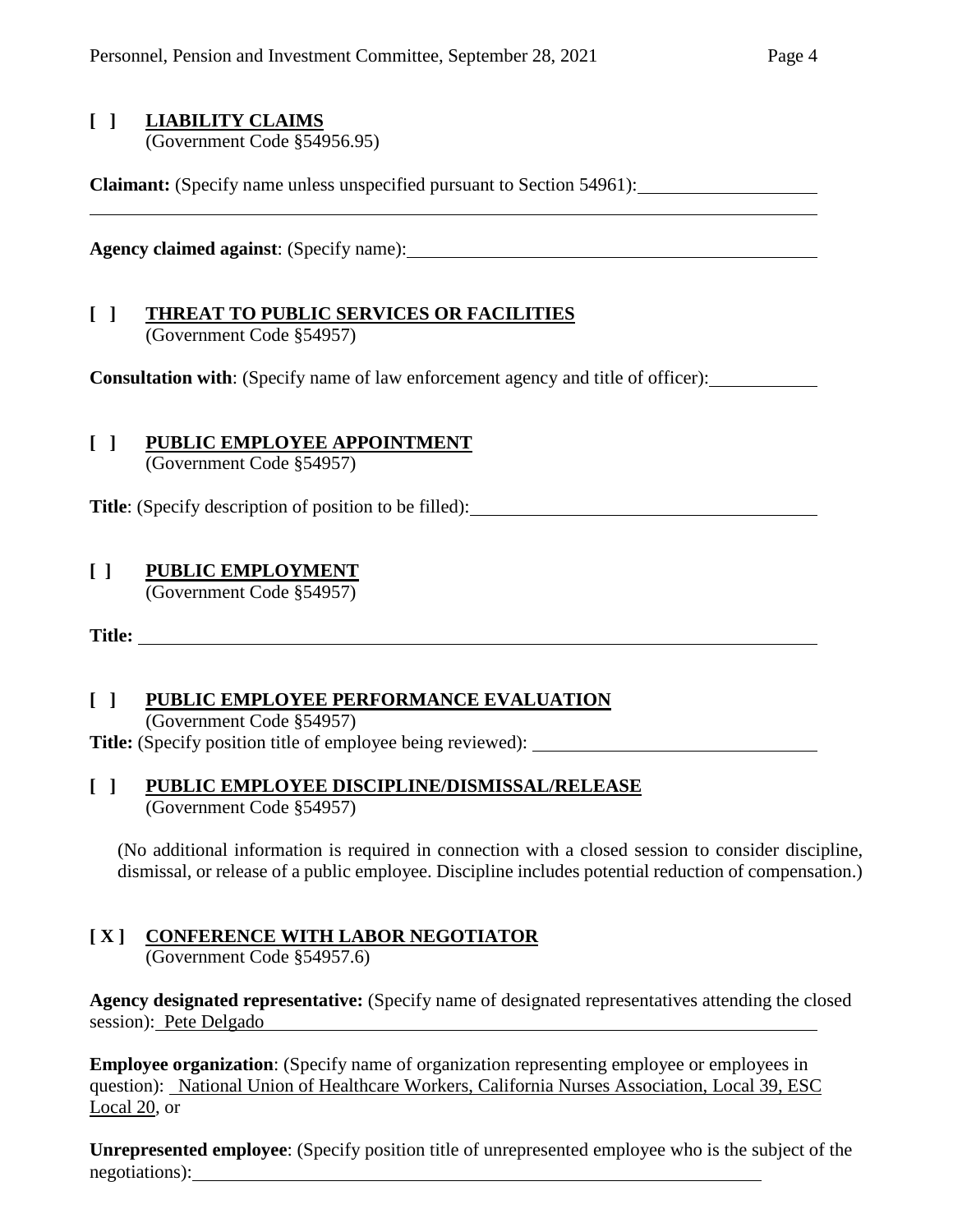**[ ] LIABILITY CLAIMS**
(Government Code §54956.95)

**Claimant:** (Specify name unless unspecified pursuant to Section 54961): \_\_\_\_\_\_\_\_\_\_\_\_\_\_\_\_\_\_\_\_

**Agency claimed against**: (Specify name): \_\_\_\_\_\_\_\_\_\_\_\_\_\_\_\_\_\_\_\_

**[ ] THREAT TO PUBLIC SERVICES OR FACILITIES**
(Government Code §54957)

**Consultation with**: (Specify name of law enforcement agency and title of officer): \_\_\_\_\_\_\_\_\_\_\_\_

**[ ] PUBLIC EMPLOYEE APPOINTMENT**
(Government Code §54957)

**Title**: (Specify description of position to be filled): \_\_\_\_\_\_\_\_\_\_\_\_\_\_\_\_\_\_\_\_

**[ ] PUBLIC EMPLOYMENT**
(Government Code §54957)

**Title:** \_\_\_\_\_\_\_\_\_\_\_\_\_\_\_\_\_\_\_\_

**[ ] PUBLIC EMPLOYEE PERFORMANCE EVALUATION**
(Government Code §54957)
**Title:** (Specify position title of employee being reviewed): \_\_\_\_\_\_\_\_\_\_\_\_\_\_\_\_\_\_\_\_

**[ ] PUBLIC EMPLOYEE DISCIPLINE/DISMISSAL/RELEASE**
(Government Code §54957)

(No additional information is required in connection with a closed session to consider discipline, dismissal, or release of a public employee. Discipline includes potential reduction of compensation.)

**[ X ] CONFERENCE WITH LABOR NEGOTIATOR**
(Government Code §54957.6)

**Agency designated representative:** (Specify name of designated representatives attending the closed session): Pete Delgado

**Employee organization**: (Specify name of organization representing employee or employees in question): National Union of Healthcare Workers, California Nurses Association, Local 39, ESC Local 20, or

**Unrepresented employee**: (Specify position title of unrepresented employee who is the subject of the negotiations): \_\_\_\_\_\_\_\_\_\_\_\_\_\_\_\_\_\_\_\_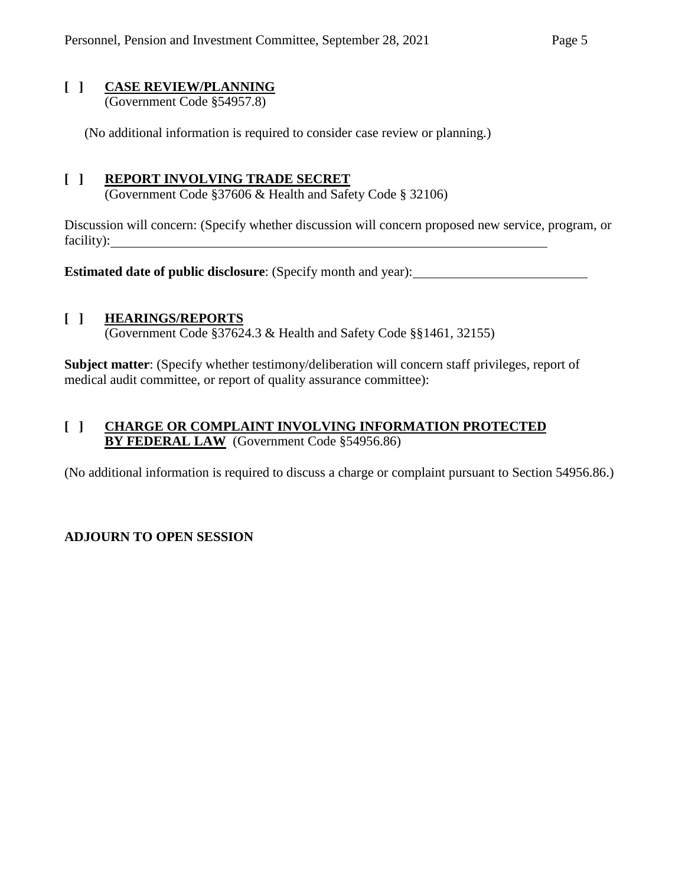**[ ] <u>CASE REVIEW/PLANNING</u>**
(Government Code §54957.8)

(No additional information is required to consider case review or planning.)

**[ ] <u>REPORT INVOLVING TRADE SECRET</u>**
(Government Code §37606 & Health and Safety Code § 32106)

Discussion will concern: (Specify whether discussion will concern proposed new service, program, or facility): ______________________________

**Estimated date of public disclosure**: (Specify month and year): ______________

**[ ] <u>HEARINGS/REPORTS</u>**
(Government Code §37624.3 & Health and Safety Code §§1461, 32155)

**Subject matter**: (Specify whether testimony/deliberation will concern staff privileges, report of medical audit committee, or report of quality assurance committee):

**[ ] <u>CHARGE OR COMPLAINT INVOLVING INFORMATION PROTECTED BY FEDERAL LAW</u>** (Government Code §54956.86)

(No additional information is required to discuss a charge or complaint pursuant to Section 54956.86.)

**ADJOURN TO OPEN SESSION**